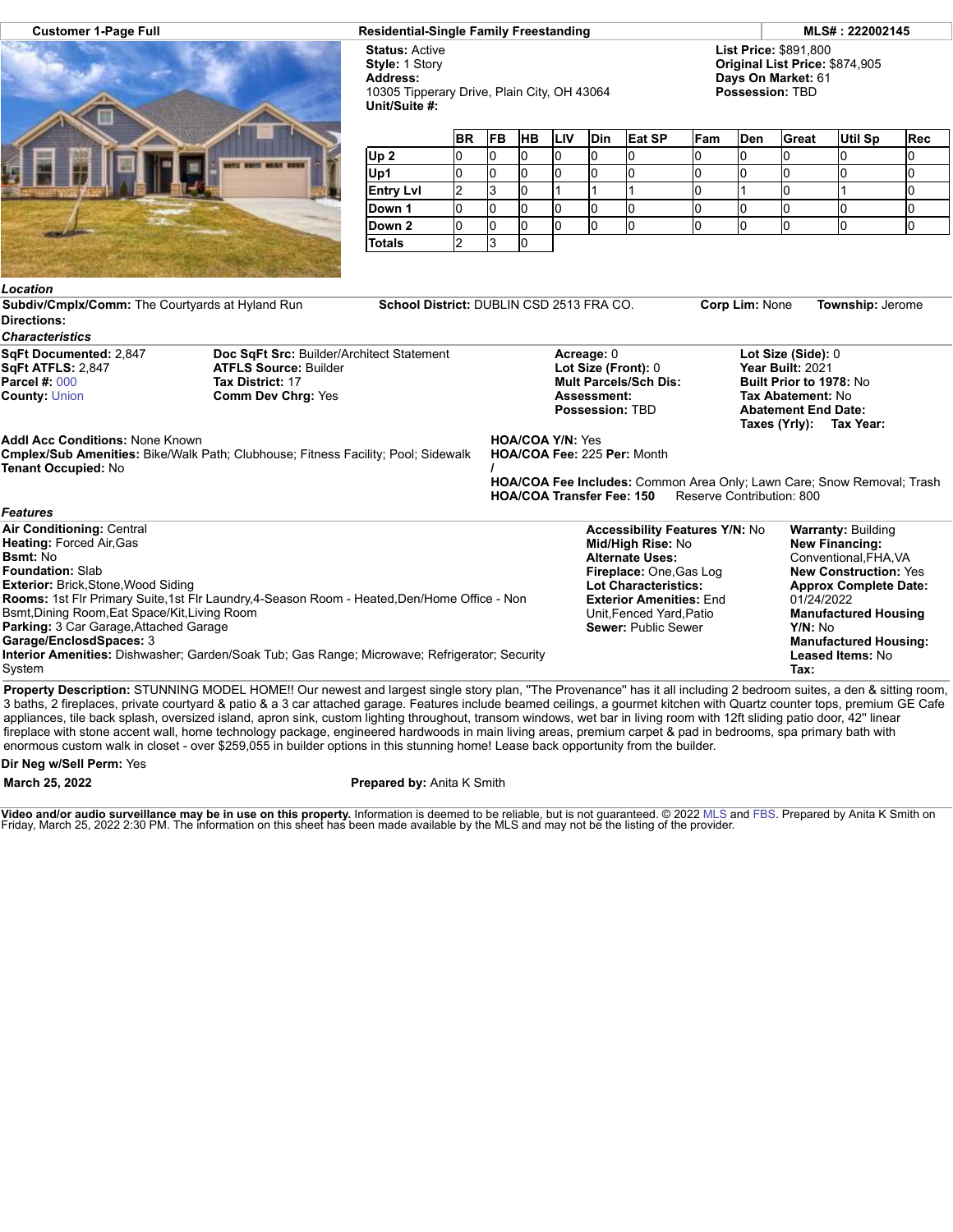**Customer 1-Page Full** | **Residential-Single Family Freestanding** | **MLS# : 222002145**

**Status:** Active
**Style:** 1 Story
**Address:**
10305 Tipperary Drive, Plain City, OH 43064
**Unit/Suite #:**

**List Price:** $891,800
**Original List Price:** $874,905
**Days On Market:** 61
**Possession:** TBD

| | BR | FB | HB | LIV | Din | Eat SP | Fam | Den | Great | Util Sp | Rec |
|---|---|---|---|---|---|---|---|---|---|---|---|
| Up 2 | 0 | 0 | 0 | 0 | 0 | 0 | 0 | 0 | 0 | 0 | 0 |
| Up1 | 0 | 0 | 0 | 0 | 0 | 0 | 0 | 0 | 0 | 0 | 0 |
| Entry Lvl | 2 | 3 | 0 | 1 | 1 | 1 | 0 | 1 | 0 | 1 | 0 |
| Down 1 | 0 | 0 | 0 | 0 | 0 | 0 | 0 | 0 | 0 | 0 | 0 |
| Down 2 | 0 | 0 | 0 | 0 | 0 | 0 | 0 | 0 | 0 | 0 | 0 |
| Totals | 2 | 3 | 0 | | | | | | | | |

*Location*

**Subdiv/Cmplx/Comm:** The Courtyards at Hyland Run **School District:** DUBLIN CSD 2513 FRA CO. **Corp Lim:** None **Township:** Jerome
**Directions:**

*Characteristics*

**SqFt Documented:** 2,847
**SqFt ATFLS:** 2,847
**Parcel #:** 000
**County:** Union

**Doc SqFt Src:** Builder/Architect Statement
**ATFLS Source:** Builder
**Tax District:** 17
**Comm Dev Chrg:** Yes

**Acreage:** 0
**Lot Size (Front):** 0
**Mult Parcels/Sch Dis:**
**Assessment:**
**Possession:** TBD

**Lot Size (Side):** 0
**Year Built:** 2021
**Built Prior to 1978:** No
**Tax Abatement:** No
**Abatement End Date:**
**Taxes (Yrly):** **Tax Year:**

**Addl Acc Conditions:** None Known
**Cmplex/Sub Amenities:** Bike/Walk Path; Clubhouse; Fitness Facility; Pool; Sidewalk
**Tenant Occupied:** No

**HOA/COA Y/N:** Yes
**HOA/COA Fee:** 225 **Per:** Month
**/**
**HOA/COA Fee Includes:** Common Area Only; Lawn Care; Snow Removal; Trash
**HOA/COA Transfer Fee: 150** Reserve Contribution: 800

*Features*

**Air Conditioning:** Central
**Heating:** Forced Air,Gas
**Bsmt:** No
**Foundation:** Slab
**Exterior:** Brick,Stone,Wood Siding
**Rooms:** 1st Flr Primary Suite,1st Flr Laundry,4-Season Room - Heated,Den/Home Office - Non Bsmt,Dining Room,Eat Space/Kit,Living Room
**Parking:** 3 Car Garage,Attached Garage
**Garage/EnclosdSpaces:** 3
**Interior Amenities:** Dishwasher; Garden/Soak Tub; Gas Range; Microwave; Refrigerator; Security System

**Accessibility Features Y/N:** No
**Mid/High Rise:** No
**Alternate Uses:**
**Fireplace:** One,Gas Log
**Lot Characteristics:**
**Exterior Amenities:** End Unit,Fenced Yard,Patio
**Sewer:** Public Sewer

**Warranty:** Building
**New Financing:** Conventional,FHA,VA
**New Construction:** Yes
**Approx Complete Date:** 01/24/2022
**Manufactured Housing Y/N:** No
**Manufactured Housing:**
**Leased Items:** No
**Tax:**

**Property Description:** STUNNING MODEL HOME!! Our newest and largest single story plan, "The Provenance" has it all including 2 bedroom suites, a den & sitting room, 3 baths, 2 fireplaces, private courtyard & patio & a 3 car attached garage. Features include beamed ceilings, a gourmet kitchen with Quartz counter tops, premium GE Cafe appliances, tile back splash, oversized island, apron sink, custom lighting throughout, transom windows, wet bar in living room with 12ft sliding patio door, 42" linear fireplace with stone accent wall, home technology package, engineered hardwoods in main living areas, premium carpet & pad in bedrooms, spa primary bath with enormous custom walk in closet - over $259,055 in builder options in this stunning home! Lease back opportunity from the builder.

**Dir Neg w/Sell Perm:** Yes

**March 25, 2022** **Prepared by:** Anita K Smith

**Video and/or audio surveillance may be in use on this property.** Information is deemed to be reliable, but is not guaranteed. © 2022 MLS and FBS. Prepared by Anita K Smith on Friday, March 25, 2022 2:30 PM. The information on this sheet has been made available by the MLS and may not be the listing of the provider.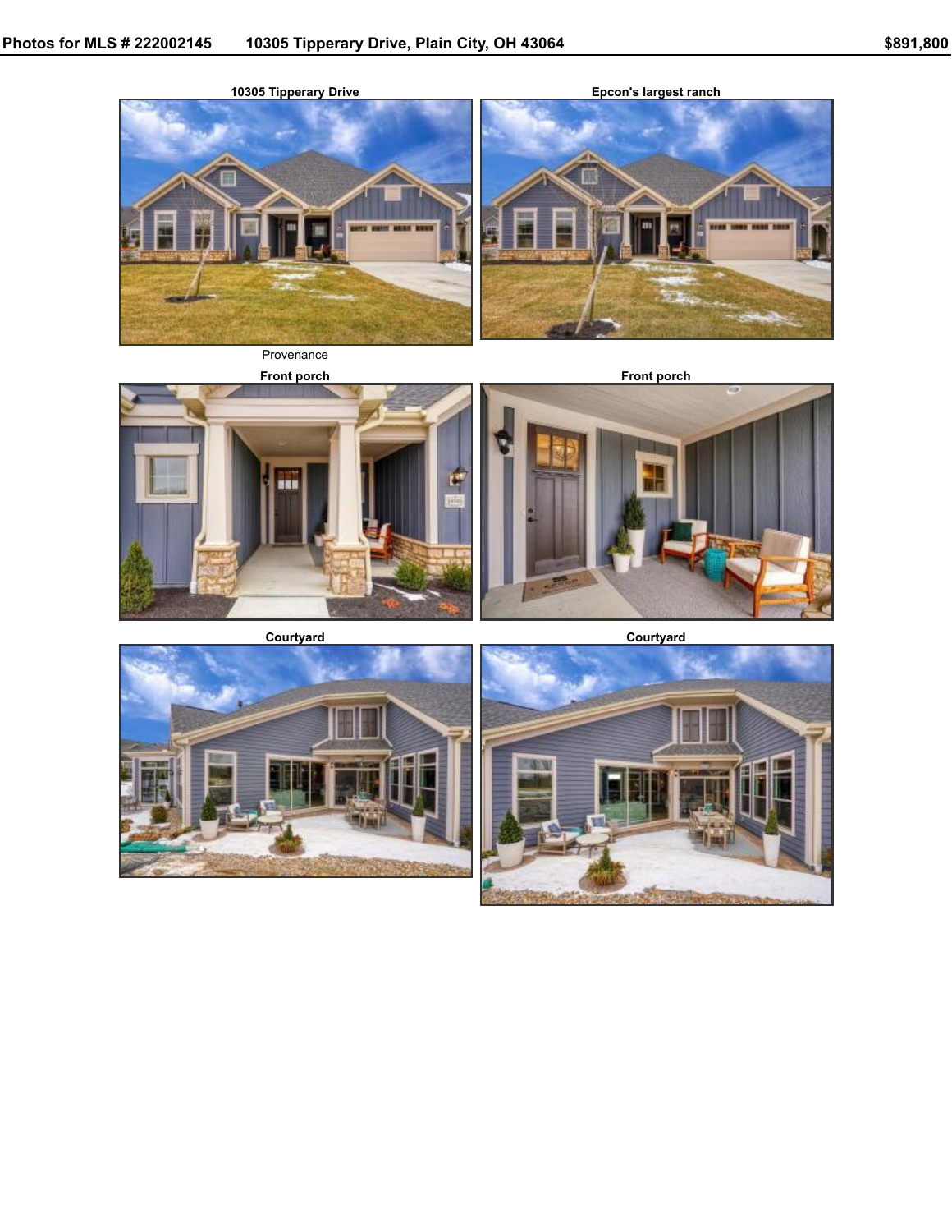**Photos for MLS # 222002145 — 10305 Tipperary Drive, Plain City, OH 43064 — $891,800**

**10305 Tipperary Drive**

Provenance

**Epcon's largest ranch**

**Front porch**

**Front porch**

**Courtyard**

**Courtyard**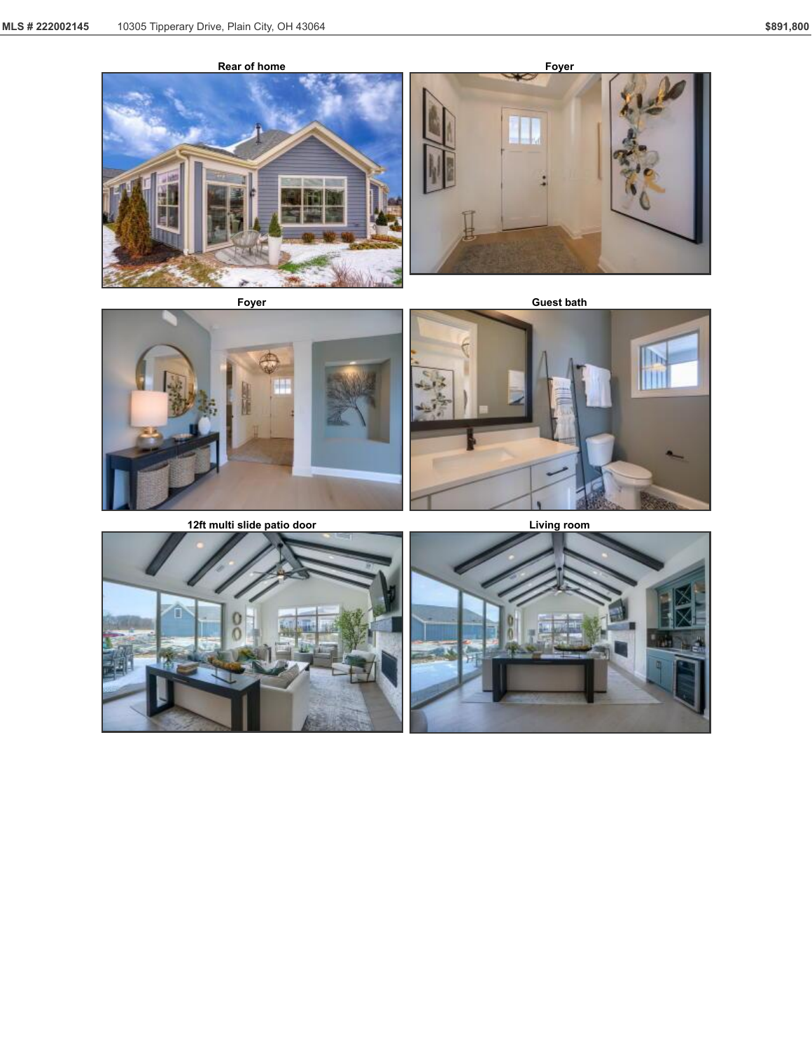Rear of home

Foyer

Foyer

Guest bath

12ft multi slide patio door

Living room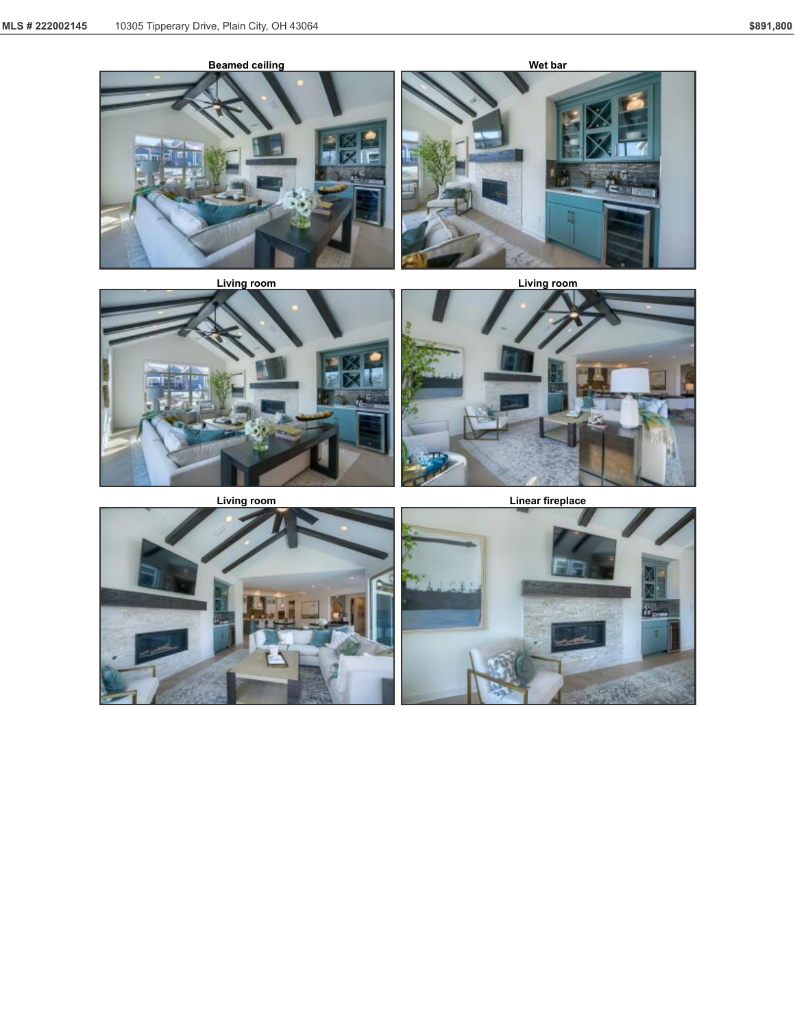Beamed ceiling

Wet bar

Living room

Living room

Living room

Linear fireplace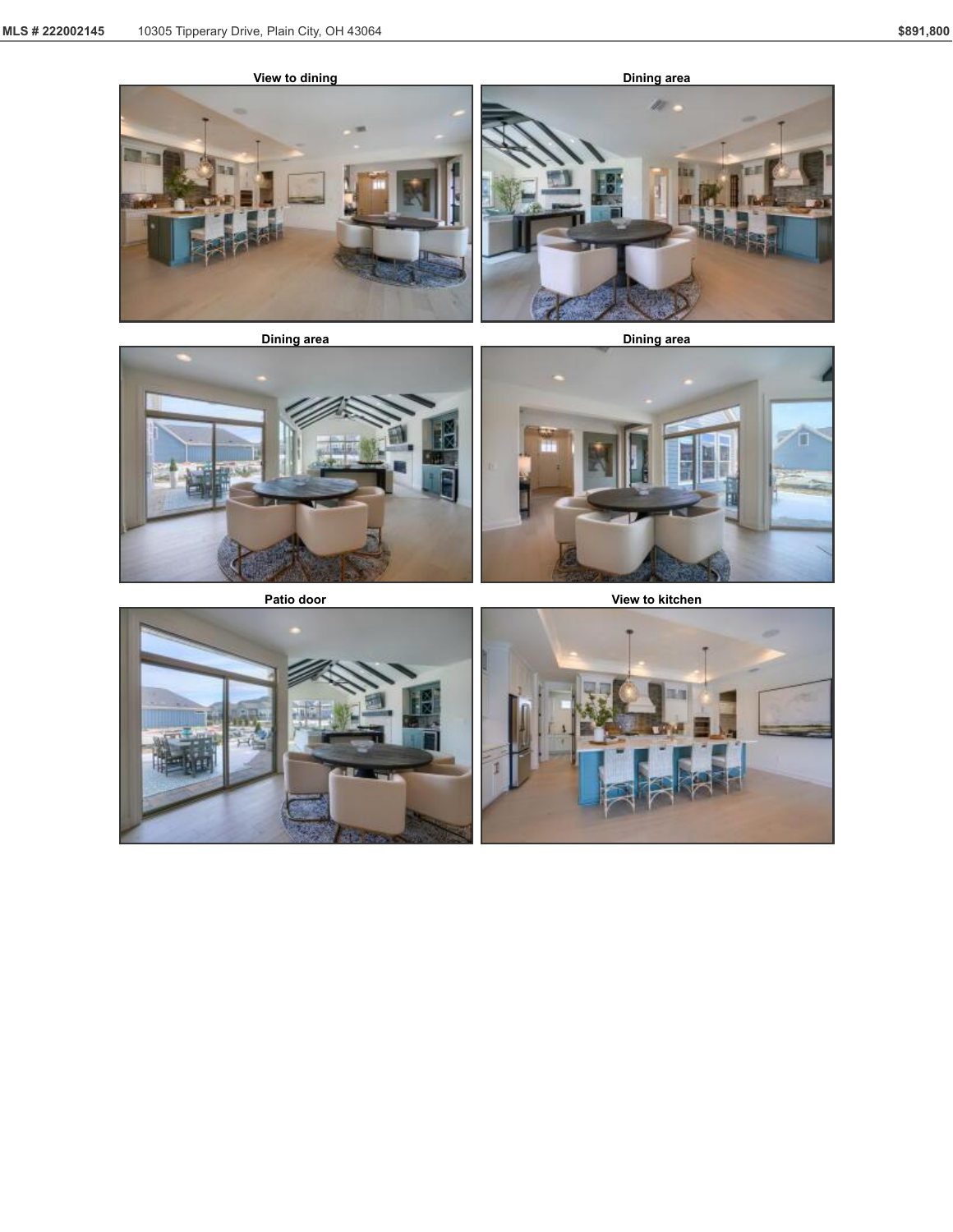View to dining

Dining area

Dining area

Dining area

Patio door

View to kitchen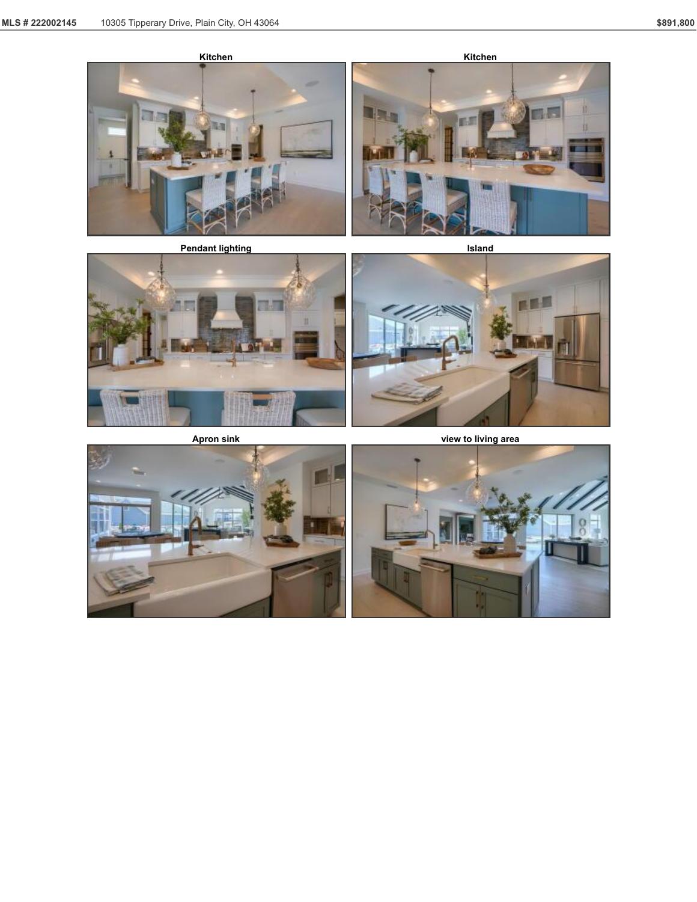Kitchen

Kitchen

Pendant lighting

Island

Apron sink

view to living area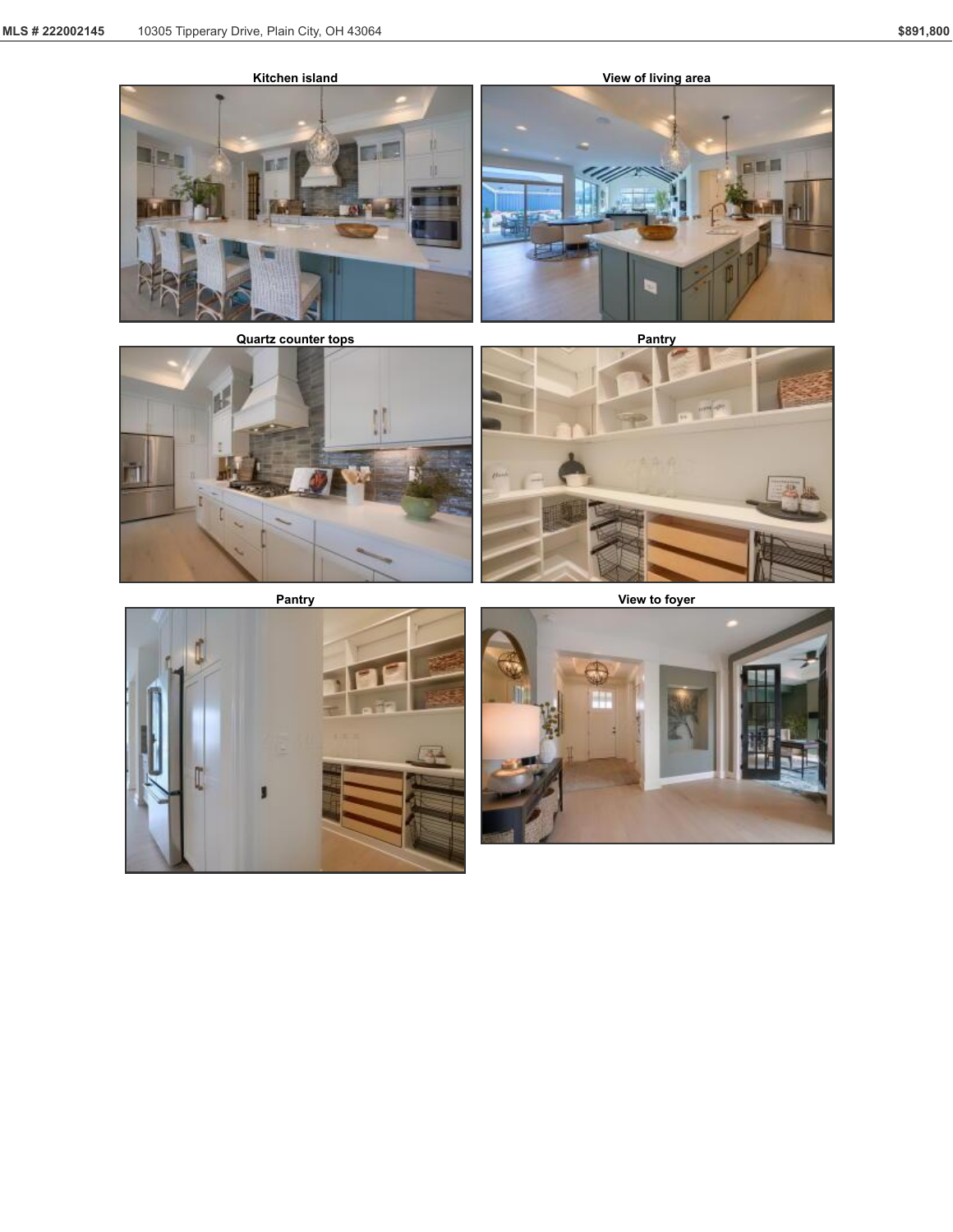Kitchen island

View of living area

Quartz counter tops

Pantry

Pantry

View to foyer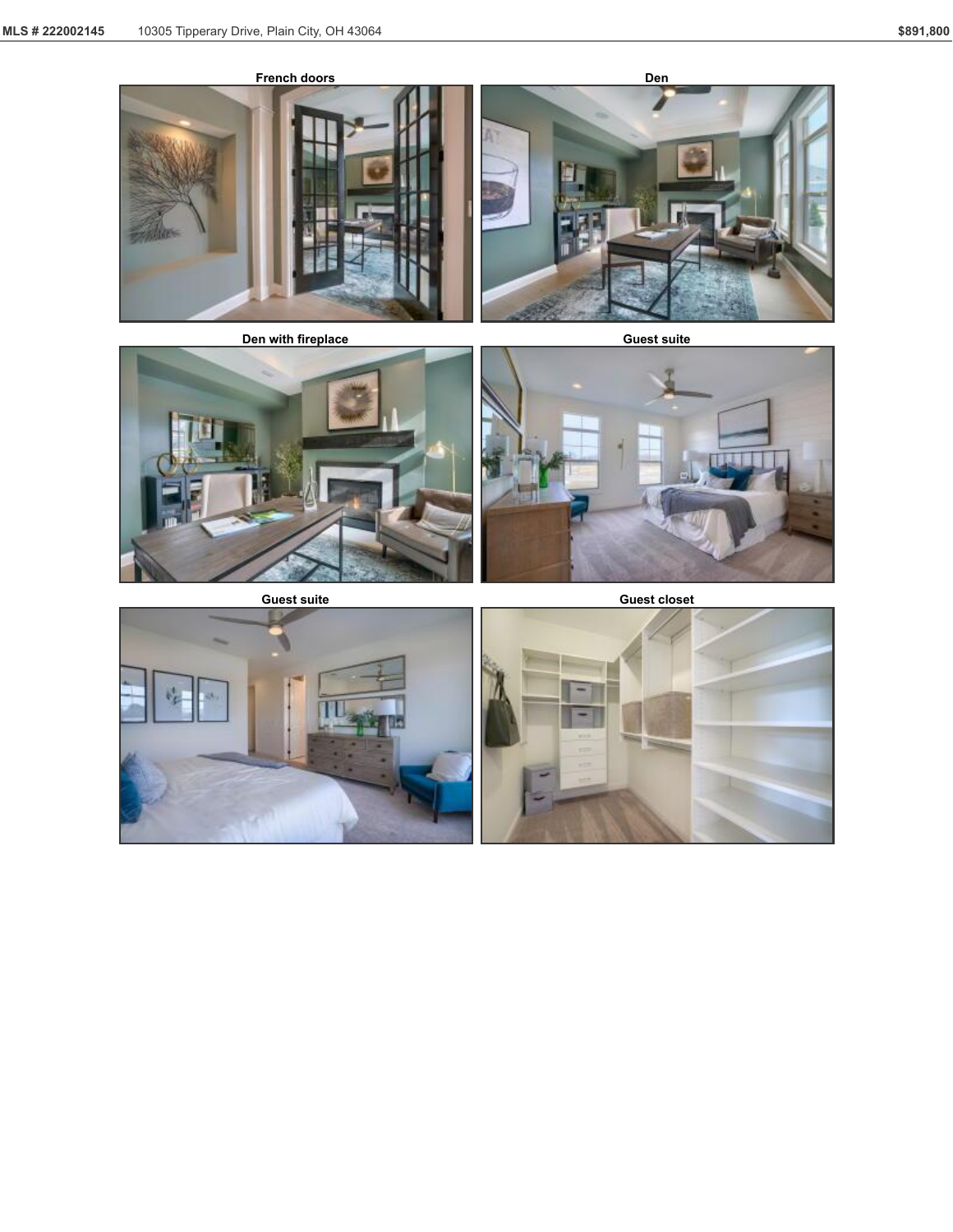French doors

Den

Den with fireplace

Guest suite

Guest suite

Guest closet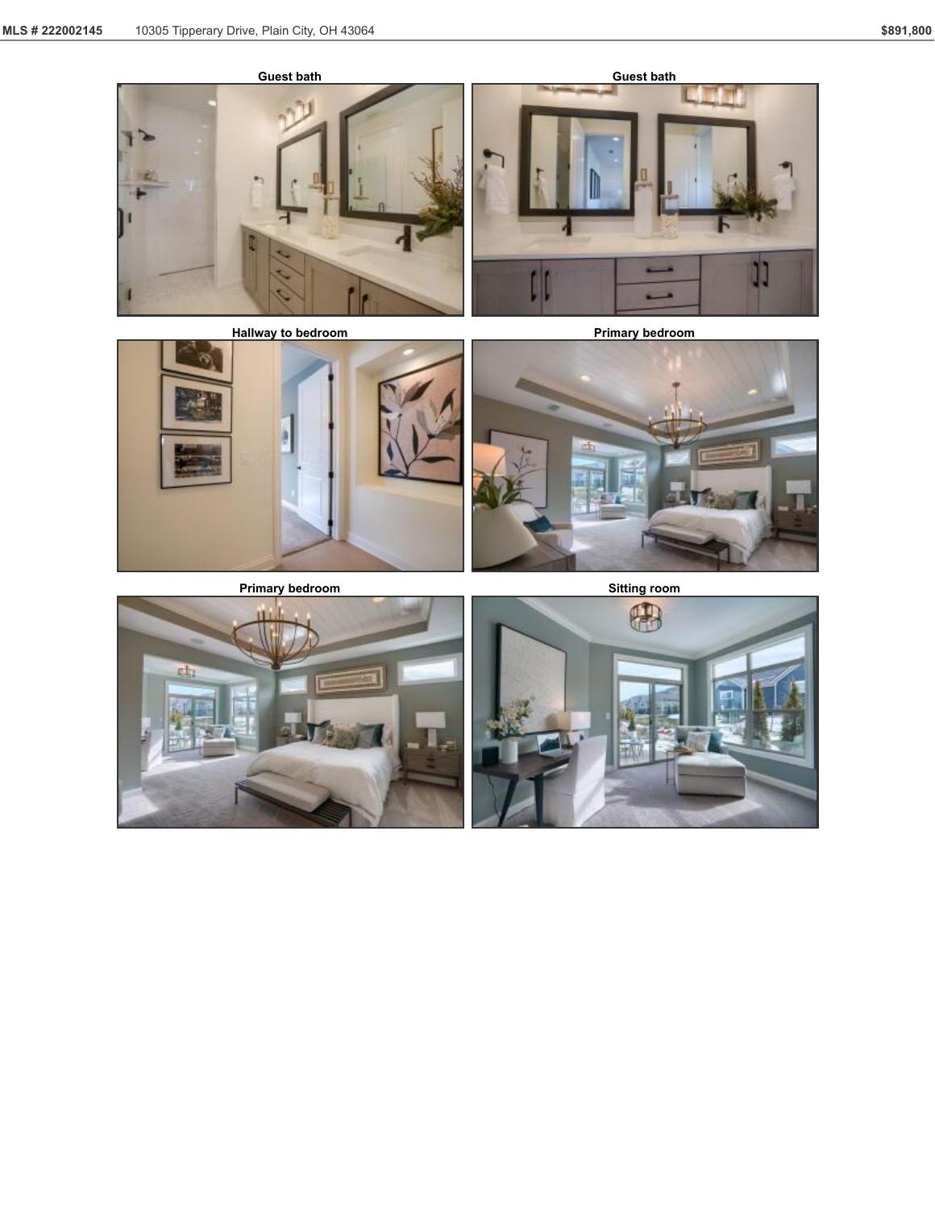Guest bath

Guest bath

Hallway to bedroom

Primary bedroom

Primary bedroom

Sitting room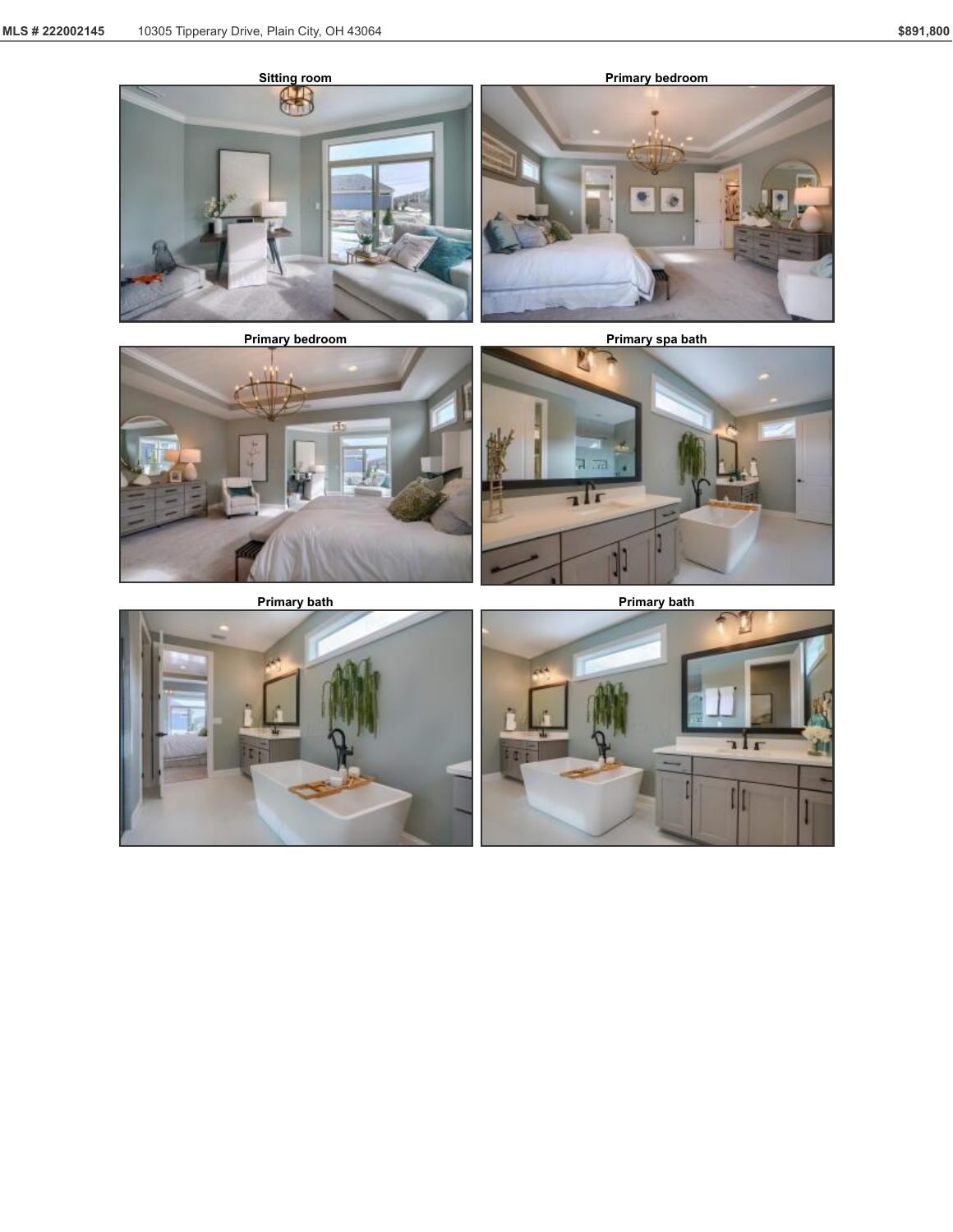Sitting room

Primary bedroom

Primary bedroom

Primary spa bath

Primary bath

Primary bath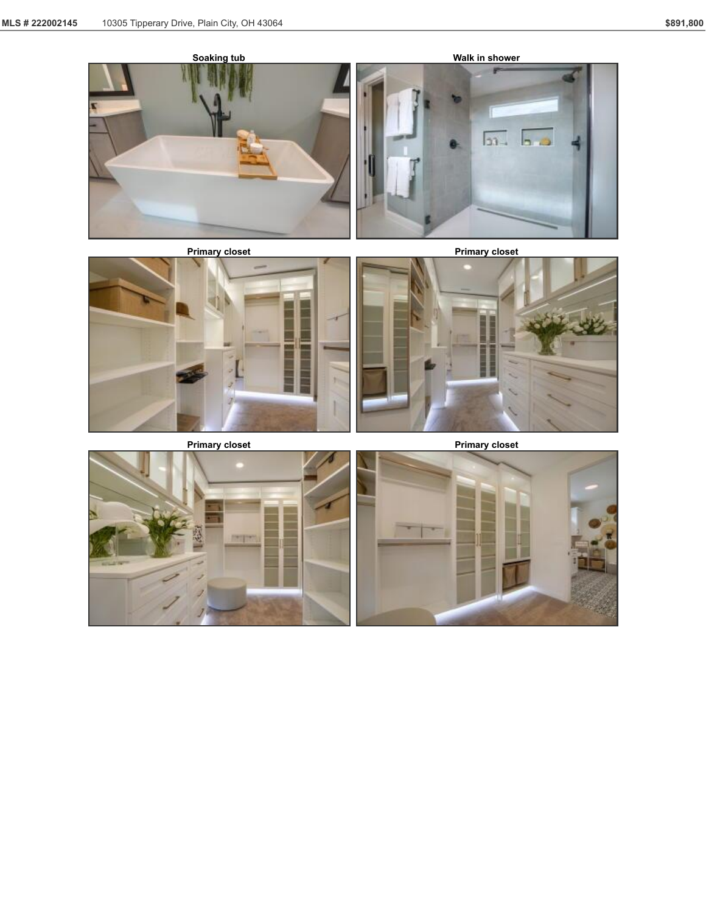Soaking tub

Walk in shower

Primary closet

Primary closet

Primary closet

Primary closet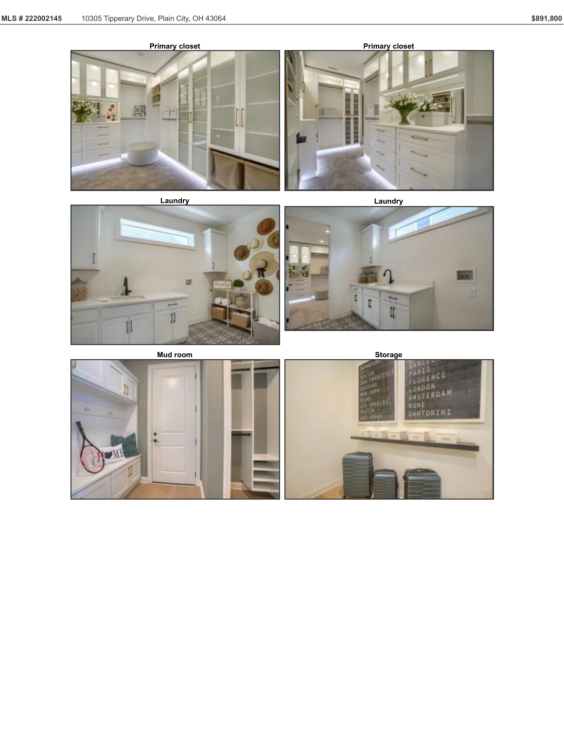Primary closet

Primary closet

Laundry

Laundry

Mud room

Storage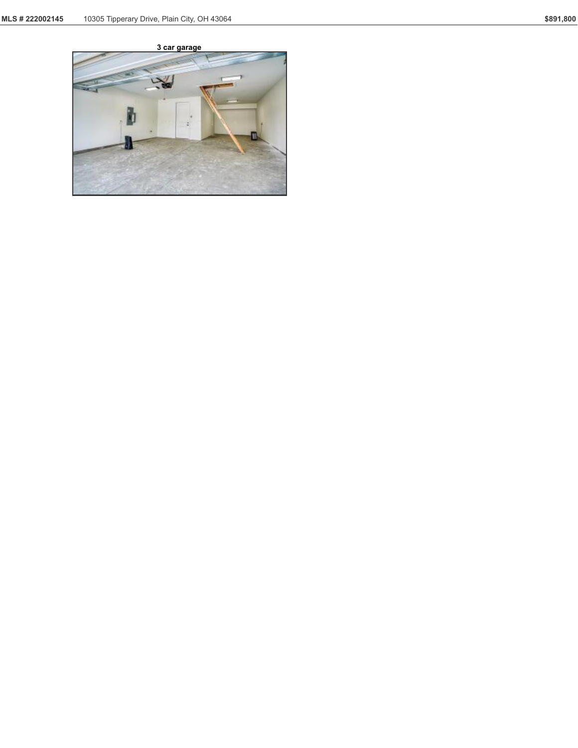3 car garage